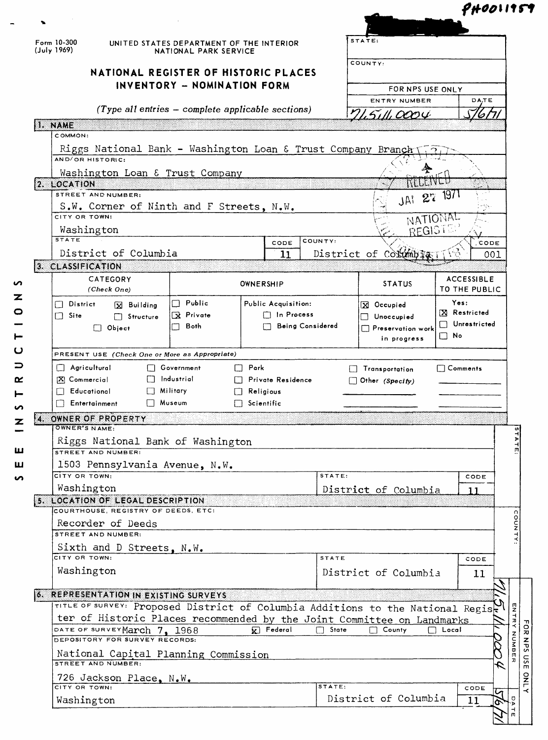PH0011959

Form 10-300
(July 1969)

UNITED STATES DEPARTMENT OF THE INTERIOR
NATIONAL PARK SERVICE

# NATIONAL REGISTER OF HISTORIC PLACES
## INVENTORY – NOMINATION FORM

*(Type all entries – complete applicable sections)*

| STATE: | |
|---|---|
| COUNTY: | |
| FOR NPS USE ONLY | |
| ENTRY NUMBER | DATE |
| 71.5.11.0004 | 5/6/71 |

RECEIVED JAN 27 1971 NATIONAL REGISTER

SEE INSTRUCTIONS

### 1. NAME

COMMON:
Riggs National Bank - Washington Loan & Trust Company Branch

AND/OR HISTORIC:
Washington Loan & Trust Company

### 2. LOCATION

STREET AND NUMBER:
S.W. Corner of Ninth and F Streets, N.W.

CITY OR TOWN:
Washington

| STATE | CODE | COUNTY: | CODE |
|---|---|---|---|
| District of Columbia | 11 | District of Columbia | 001 |

### 3. CLASSIFICATION

| CATEGORY (Check One) | OWNERSHIP | | STATUS | ACCESSIBLE TO THE PUBLIC |
|---|---|---|---|---|
| ☐ District ☒ Building | ☐ Public | Public Acquisition: | ☒ Occupied | Yes: |
| ☐ Site ☐ Structure | ☒ Private | ☐ In Process | ☐ Unoccupied | ☒ Restricted |
| ☐ Object | ☐ Both | ☐ Being Considered | ☐ Preservation work in progress | ☐ Unrestricted |
| | | | | ☐ No |

PRESENT USE *(Check One or More as Appropriate)*

| | | | | |
|---|---|---|---|---|
| ☐ Agricultural | ☐ Government | ☐ Park | ☐ Transportation | ☐ Comments |
| ☒ Commercial | ☐ Industrial | ☐ Private Residence | ☐ Other *(Specify)* | |
| ☐ Educational | ☐ Military | ☐ Religious | | |
| ☐ Entertainment | ☐ Museum | ☐ Scientific | | |

### 4. OWNER OF PROPERTY

OWNER'S NAME:
Riggs National Bank of Washington

STREET AND NUMBER:
1503 Pennsylvania Avenue, N.W.

| CITY OR TOWN: | STATE: | CODE |
|---|---|---|
| Washington | District of Columbia | 11 |

### 5. LOCATION OF LEGAL DESCRIPTION

COURTHOUSE, REGISTRY OF DEEDS, ETC:
Recorder of Deeds

STREET AND NUMBER:
Sixth and D Streets, N.W.

| CITY OR TOWN: | STATE | CODE |
|---|---|---|
| Washington | District of Columbia | 11 |

### 6. REPRESENTATION IN EXISTING SURVEYS

TITLE OF SURVEY: Proposed District of Columbia Additions to the National Register of Historic Places recommended by the Joint Committee on Landmarks

DATE OF SURVEY: March 7, 1968 ☒ Federal ☐ State ☐ County ☐ Local

DEPOSITORY FOR SURVEY RECORDS:
National Capital Planning Commission

STREET AND NUMBER:
726 Jackson Place, N.W.

| CITY OR TOWN: | STATE: | CODE |
|---|---|---|
| Washington | District of Columbia | 11 |

FOR NPS USE ONLY — ENTRY NUMBER: 71.5.11.0004 — DATE: 5/6/71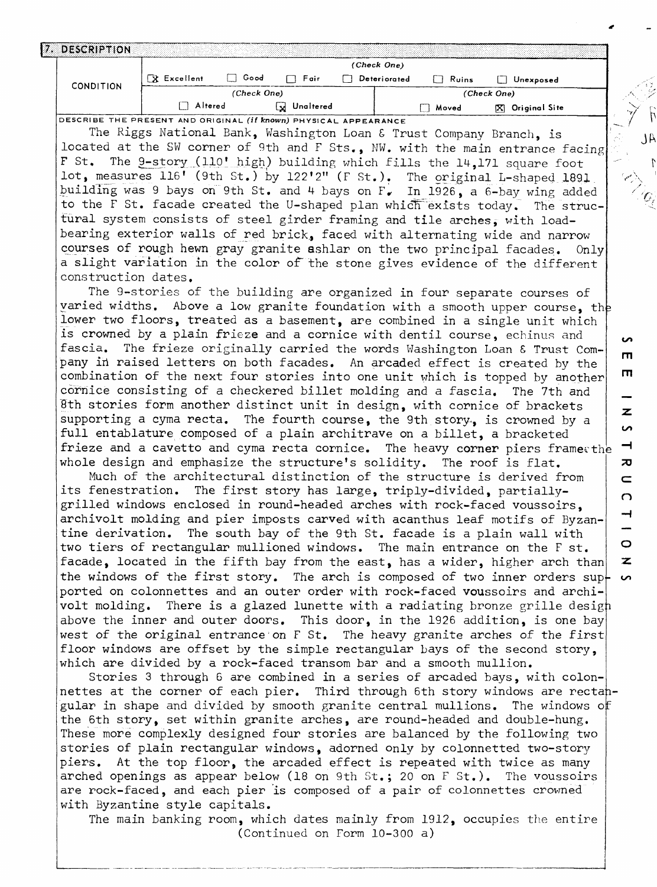## 7. DESCRIPTION

| CONDITION | (Check One) | | | | | |
|---|---|---|---|---|---|---|
| | [X] Excellent | [ ] Good | [ ] Fair | [ ] Deteriorated | [ ] Ruins | [ ] Unexposed |
| | (Check One) | | | (Check One) | | |
| | [ ] Altered | [X] Unaltered | | [ ] Moved | [X] Original Site | |

DESCRIBE THE PRESENT AND ORIGINAL *(if known)* PHYSICAL APPEARANCE

The Riggs National Bank, Washington Loan & Trust Company Branch, is located at the SW corner of 9th and F Sts., NW. with the main entrance facing F St. The 9-story (110' high) building which fills the 14,171 square foot lot, measures 116' (9th St.) by 122'2" (F St.). The original L-shaped 1891 building was 9 bays on 9th St. and 4 bays on F. In 1926, a 6-bay wing added to the F St. facade created the U-shaped plan which exists today. The structural system consists of steel girder framing and tile arches, with load-bearing exterior walls of red brick, faced with alternating wide and narrow courses of rough hewn gray granite ashlar on the two principal facades. Only a slight variation in the color of the stone gives evidence of the different construction dates.

The 9-stories of the building are organized in four separate courses of varied widths. Above a low granite foundation with a smooth upper course, the lower two floors, treated as a basement, are combined in a single unit which is crowned by a plain frieze and a cornice with dentil course, echinus and fascia. The frieze originally carried the words Washington Loan & Trust Company in raised letters on both facades. An arcaded effect is created by the combination of the next four stories into one unit which is topped by another cornice consisting of a checkered billet molding and a fascia. The 7th and 8th stories form another distinct unit in design, with cornice of brackets supporting a cyma recta. The fourth course, the 9th story, is crowned by a full entablature composed of a plain architrave on a billet, a bracketed frieze and a cavetto and cyma recta cornice. The heavy corner piers frame the whole design and emphasize the structure's solidity. The roof is flat.

Much of the architectural distinction of the structure is derived from its fenestration. The first story has large, triply-divided, partially-grilled windows enclosed in round-headed arches with rock-faced voussoirs, archivolt molding and pier imposts carved with acanthus leaf motifs of Byzantine derivation. The south bay of the 9th St. facade is a plain wall with two tiers of rectangular mullioned windows. The main entrance on the F st. facade, located in the fifth bay from the east, has a wider, higher arch than the windows of the first story. The arch is composed of two inner orders supported on colonnettes and an outer order with rock-faced voussoirs and archivolt molding. There is a glazed lunette with a radiating bronze grille design above the inner and outer doors. This door, in the 1926 addition, is one bay west of the original entrance on F St. The heavy granite arches of the first floor windows are offset by the simple rectangular bays of the second story, which are divided by a rock-faced transom bar and a smooth mullion.

Stories 3 through 6 are combined in a series of arcaded bays, with colonnettes at the corner of each pier. Third through 6th story windows are rectangular in shape and divided by smooth granite central mullions. The windows of the 6th story, set within granite arches, are round-headed and double-hung. These more complexly designed four stories are balanced by the following two stories of plain rectangular windows, adorned only by colonnetted two-story piers. At the top floor, the arcaded effect is repeated with twice as many arched openings as appear below (18 on 9th St.; 20 on F St.). The voussoirs are rock-faced, and each pier is composed of a pair of colonnettes crowned with Byzantine style capitals.

The main banking room, which dates mainly from 1912, occupies the entire (Continued on Form 10-300 a)

SEE INSTRUCTIONS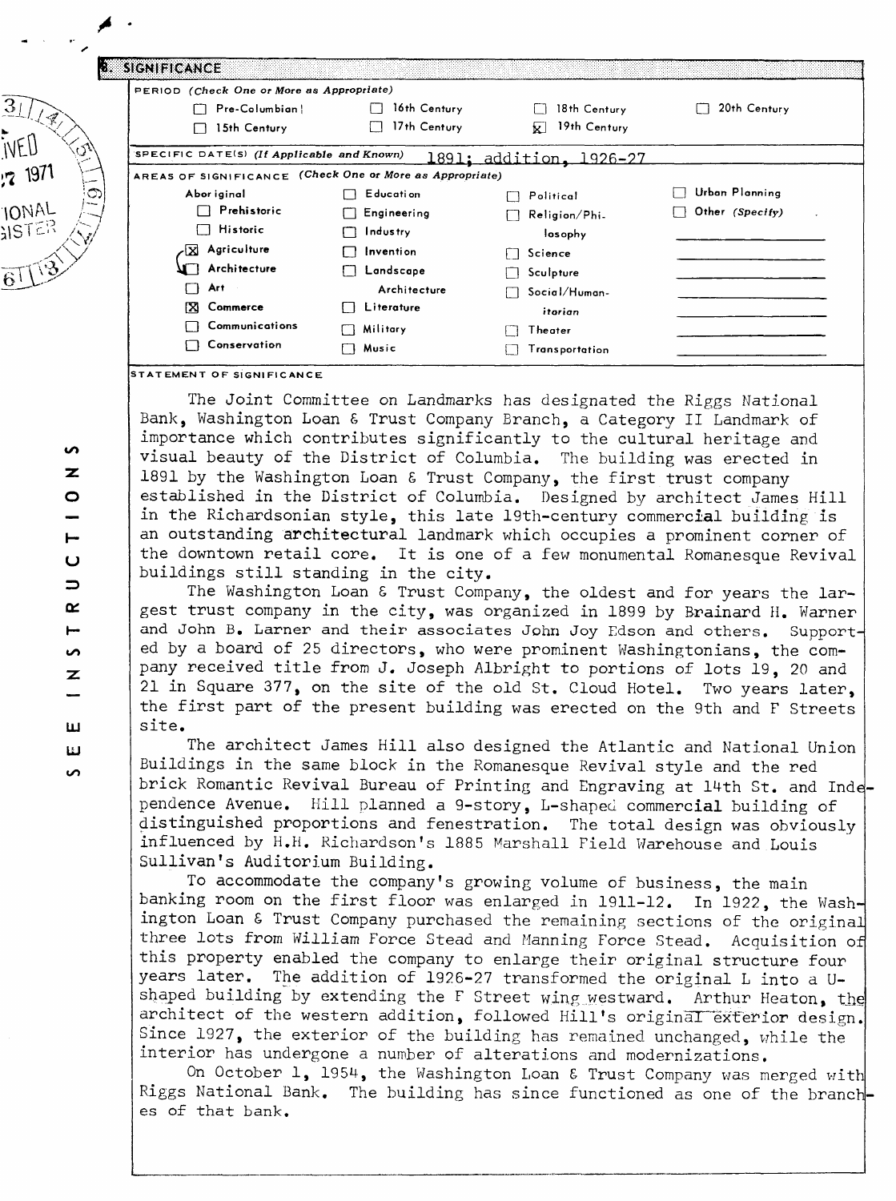## 8. SIGNIFICANCE

**PERIOD** *(Check One or More as Appropriate)*

- [ ] Pre-Columbian
- [ ] 15th Century
- [ ] 16th Century
- [ ] 17th Century
- [ ] 18th Century
- [x] 19th Century
- [ ] 20th Century

**SPECIFIC DATE(S)** *(If Applicable and Known)* 1891; addition, 1926-27

**AREAS OF SIGNIFICANCE** *(Check One or More as Appropriate)*

- Aboriginal
  - [ ] Prehistoric
  - [ ] Historic
- [x] Agriculture
- [ ] Architecture
- [ ] Art
- [x] Commerce
- [ ] Communications
- [ ] Conservation
- [ ] Education
- [ ] Engineering
- [ ] Industry
- [ ] Invention
- [ ] Landscape Architecture
- [ ] Literature
- [ ] Military
- [ ] Music
- [ ] Political
- [ ] Religion/Philosophy
- [ ] Science
- [ ] Sculpture
- [ ] Social/Humanitarian
- [ ] Theater
- [ ] Transportation
- [ ] Urban Planning
- [ ] Other *(Specify)*

**STATEMENT OF SIGNIFICANCE**

The Joint Committee on Landmarks has designated the Riggs National Bank, Washington Loan & Trust Company Branch, a Category II Landmark of importance which contributes significantly to the cultural heritage and visual beauty of the District of Columbia. The building was erected in 1891 by the Washington Loan & Trust Company, the first trust company established in the District of Columbia. Designed by architect James Hill in the Richardsonian style, this late 19th-century commercial building is an outstanding architectural landmark which occupies a prominent corner of the downtown retail core. It is one of a few monumental Romanesque Revival buildings still standing in the city.

The Washington Loan & Trust Company, the oldest and for years the largest trust company in the city, was organized in 1899 by Brainard H. Warner and John B. Larner and their associates John Joy Edson and others. Supported by a board of 25 directors, who were prominent Washingtonians, the company received title from J. Joseph Albright to portions of lots 19, 20 and 21 in Square 377, on the site of the old St. Cloud Hotel. Two years later, the first part of the present building was erected on the 9th and F Streets site.

The architect James Hill also designed the Atlantic and National Union Buildings in the same block in the Romanesque Revival style and the red brick Romantic Revival Bureau of Printing and Engraving at 14th St. and Independence Avenue. Hill planned a 9-story, L-shaped commercial building of distinguished proportions and fenestration. The total design was obviously influenced by H.H. Richardson's 1885 Marshall Field Warehouse and Louis Sullivan's Auditorium Building.

To accommodate the company's growing volume of business, the main banking room on the first floor was enlarged in 1911-12. In 1922, the Washington Loan & Trust Company purchased the remaining sections of the original three lots from William Force Stead and Manning Force Stead. Acquisition of this property enabled the company to enlarge their original structure four years later. The addition of 1926-27 transformed the original L into a U-shaped building by extending the F Street wing westward. Arthur Heaton, the architect of the western addition, followed Hill's original exterior design. Since 1927, the exterior of the building has remained unchanged, while the interior has undergone a number of alterations and modernizations.

On October 1, 1954, the Washington Loan & Trust Company was merged with Riggs National Bank. The building has since functioned as one of the branches of that bank.

SEE INSTRUCTIONS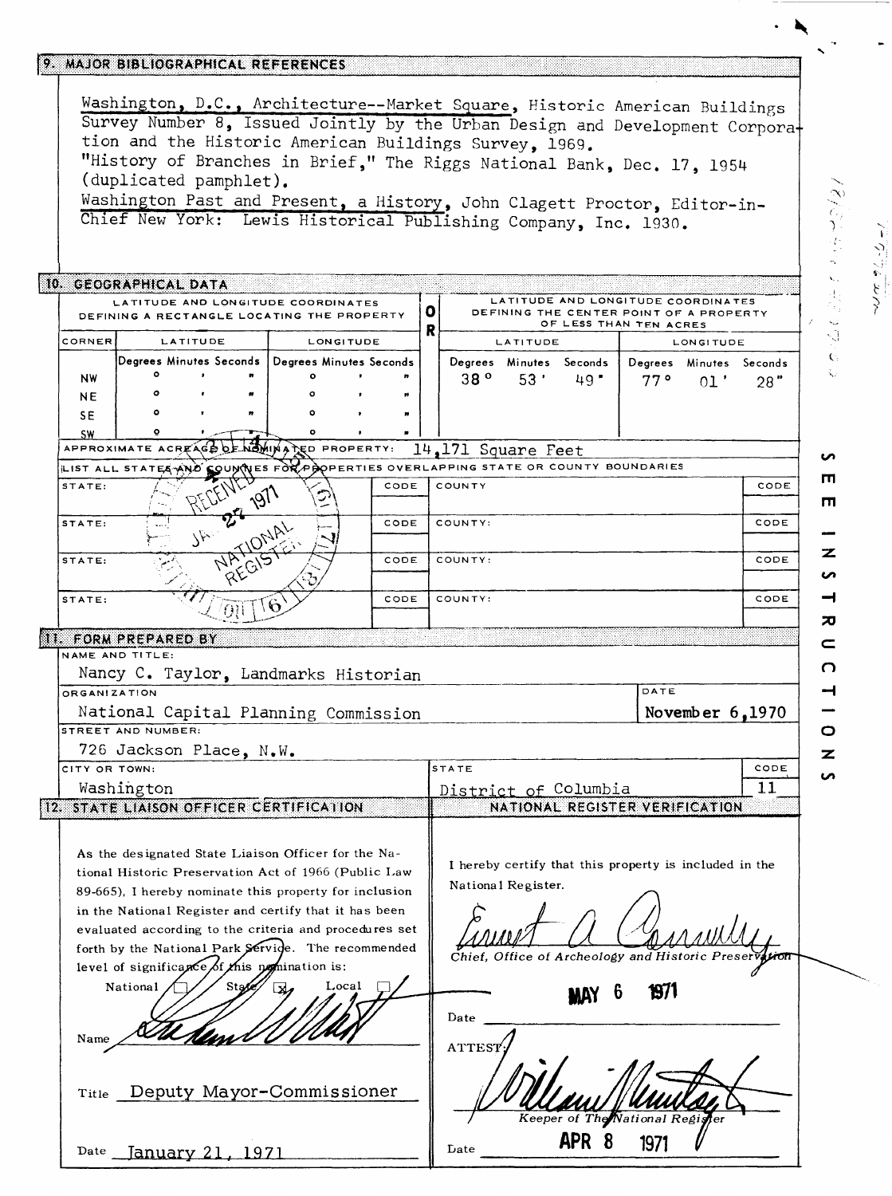## 9. MAJOR BIBLIOGRAPHICAL REFERENCES

Washington, D.C., Architecture--Market Square, Historic American Buildings Survey Number 8, Issued Jointly by the Urban Design and Development Corporation and the Historic American Buildings Survey, 1969.

"History of Branches in Brief," The Riggs National Bank, Dec. 17, 1954 (duplicated pamphlet).

Washington Past and Present, a History, John Clagett Proctor, Editor-in-Chief New York: Lewis Historical Publishing Company, Inc. 1930.

## 10. GEOGRAPHICAL DATA

| LATITUDE AND LONGITUDE COORDINATES DEFINING A RECTANGLE LOCATING THE PROPERTY | | | OR | LATITUDE AND LONGITUDE COORDINATES DEFINING THE CENTER POINT OF A PROPERTY OF LESS THAN TEN ACRES | |
|---|---|---|---|---|---|
| CORNER | LATITUDE | LONGITUDE | | LATITUDE | LONGITUDE |
| | Degrees Minutes Seconds | Degrees Minutes Seconds | | Degrees Minutes Seconds | Degrees Minutes Seconds |
| NW | ° ' " | ° ' " | | 38° 53' 49" | 77° 01' 28" |
| NE | ° ' " | ° ' " | | | |
| SE | ° ' " | ° ' " | | | |
| SW | ° ' " | ° ' " | | | |

APPROXIMATE ACREAGE OF NOMINATED PROPERTY: 14,171 Square Feet

LIST ALL STATES AND COUNTIES FOR PROPERTIES OVERLAPPING STATE OR COUNTY BOUNDARIES

| STATE: | CODE | COUNTY | CODE |
|---|---|---|---|
| STATE: | CODE | COUNTY: | CODE |
| STATE: | CODE | COUNTY: | CODE |
| STATE: | CODE | COUNTY: | CODE |

RECEIVED JAN 27 1971 NATIONAL REGISTER

## 11. FORM PREPARED BY

NAME AND TITLE:
Nancy C. Taylor, Landmarks Historian

ORGANIZATION: National Capital Planning Commission

DATE: November 6,1970

STREET AND NUMBER: 726 Jackson Place, N.W.

CITY OR TOWN: Washington

STATE: District of Columbia

CODE: 11

## 12. STATE LIAISON OFFICER CERTIFICATION

As the designated State Liaison Officer for the National Historic Preservation Act of 1966 (Public Law 89-665), I hereby nominate this property for inclusion in the National Register and certify that it has been evaluated according to the criteria and procedures set forth by the National Park Service. The recommended level of significance of this nomination is:

National ☐ State ☒ Local ☐

Name [signature]

Title Deputy Mayor-Commissioner

Date January 21, 1971

## NATIONAL REGISTER VERIFICATION

I hereby certify that this property is included in the National Register.

[signature]

Chief, Office of Archeology and Historic Preservation

Date MAY 6 1971

ATTEST:

[signature]

Keeper of The National Register

Date APR 8 1971

SEE INSTRUCTIONS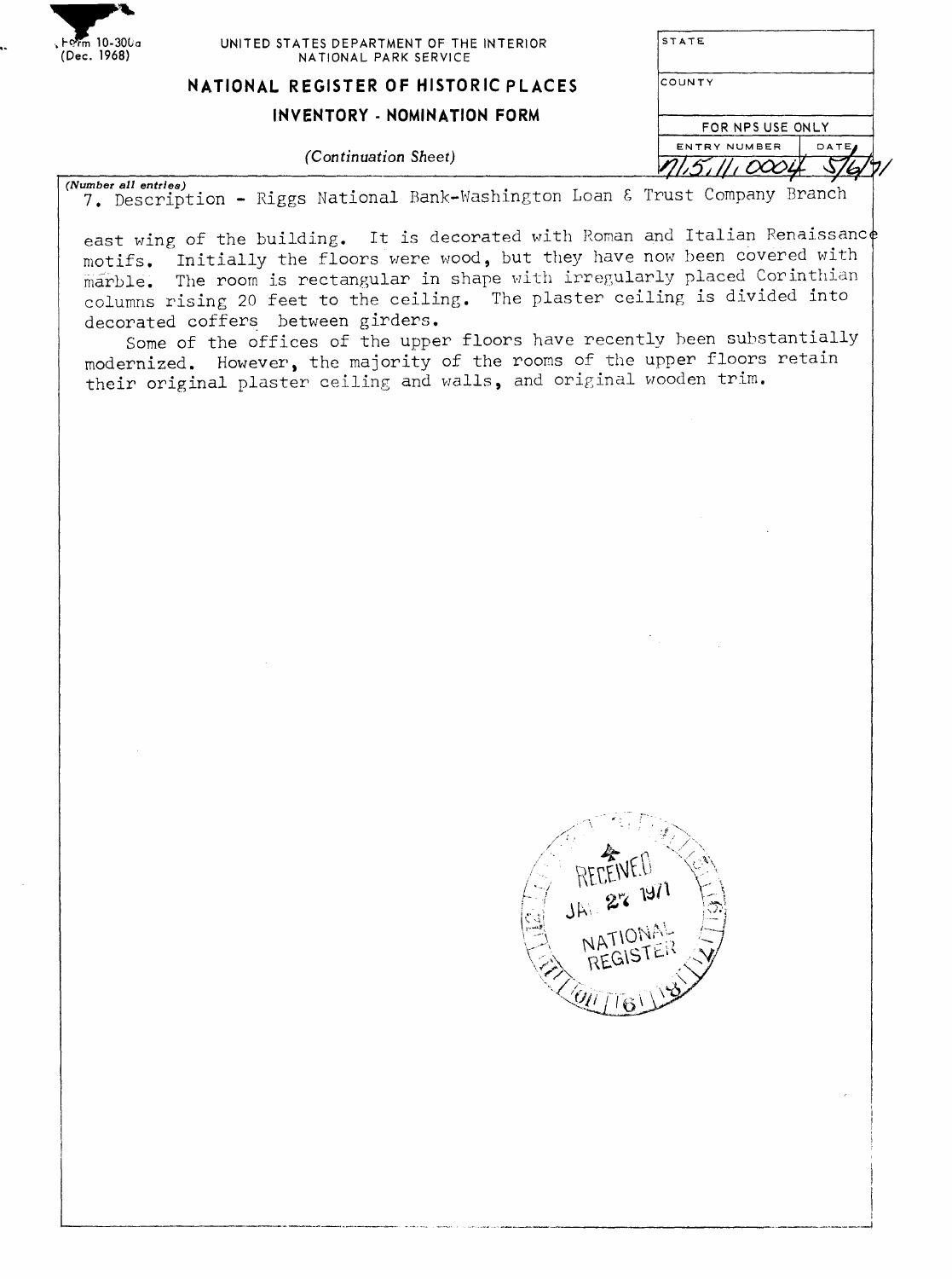Form 10-300a
(Dec. 1968)

UNITED STATES DEPARTMENT OF THE INTERIOR
NATIONAL PARK SERVICE

# NATIONAL REGISTER OF HISTORIC PLACES

## INVENTORY - NOMINATION FORM

*(Continuation Sheet)*

| STATE | |
|---|---|
| COUNTY | |
| FOR NPS USE ONLY | |
| ENTRY NUMBER | DATE |
| 7/15/11 0004 | 5/6/71 |

*(Number all entries)*

7. Description - Riggs National Bank-Washington Loan & Trust Company Branch

east wing of the building. It is decorated with Roman and Italian Renaissance motifs. Initially the floors were wood, but they have now been covered with marble. The room is rectangular in shape with irregularly placed Corinthian columns rising 20 feet to the ceiling. The plaster ceiling is divided into decorated coffers between girders.

Some of the offices of the upper floors have recently been substantially modernized. However, the majority of the rooms of the upper floors retain their original plaster ceiling and walls, and original wooden trim.

RECEIVED
JAN 27 1971
NATIONAL REGISTER